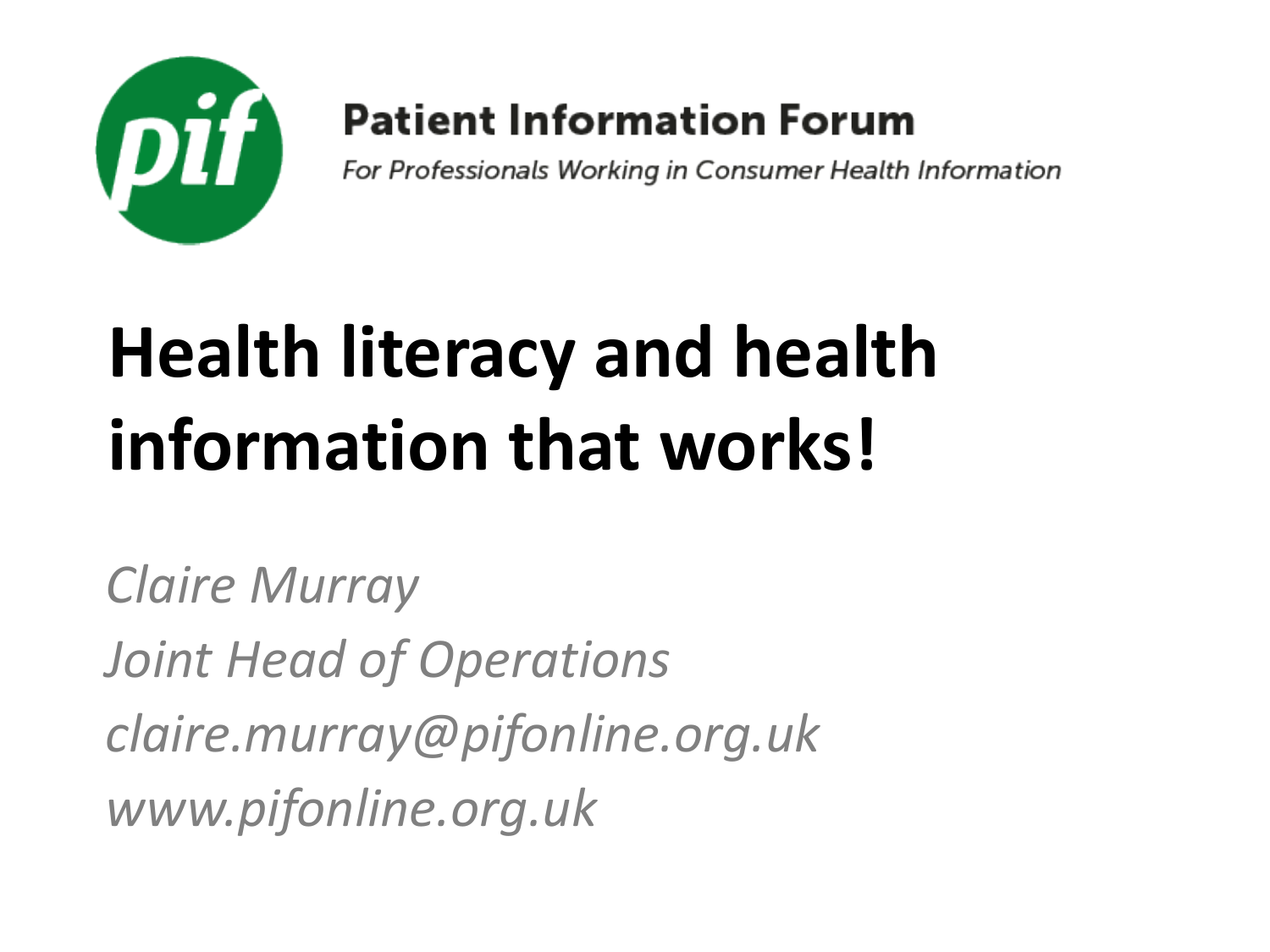**Patient Information Forum**

*For Professionals Working in Consumer Health Information*

# Health literacy and health information that works!

*Claire Murray*

*Joint Head of Operations*

*claire.murray@pifonline.org.uk*

*www.pifonline.org.uk*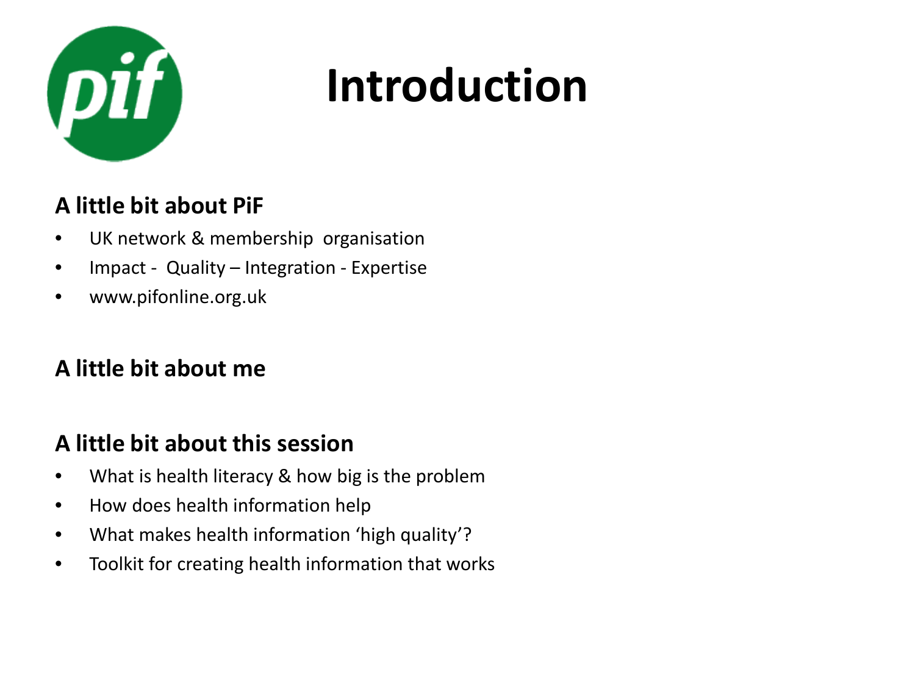# Introduction

### A little bit about PiF

- UK network & membership organisation
- Impact - Quality – Integration - Expertise
- www.pifonline.org.uk

### A little bit about me

### A little bit about this session

- What is health literacy & how big is the problem
- How does health information help
- What makes health information 'high quality'?
- Toolkit for creating health information that works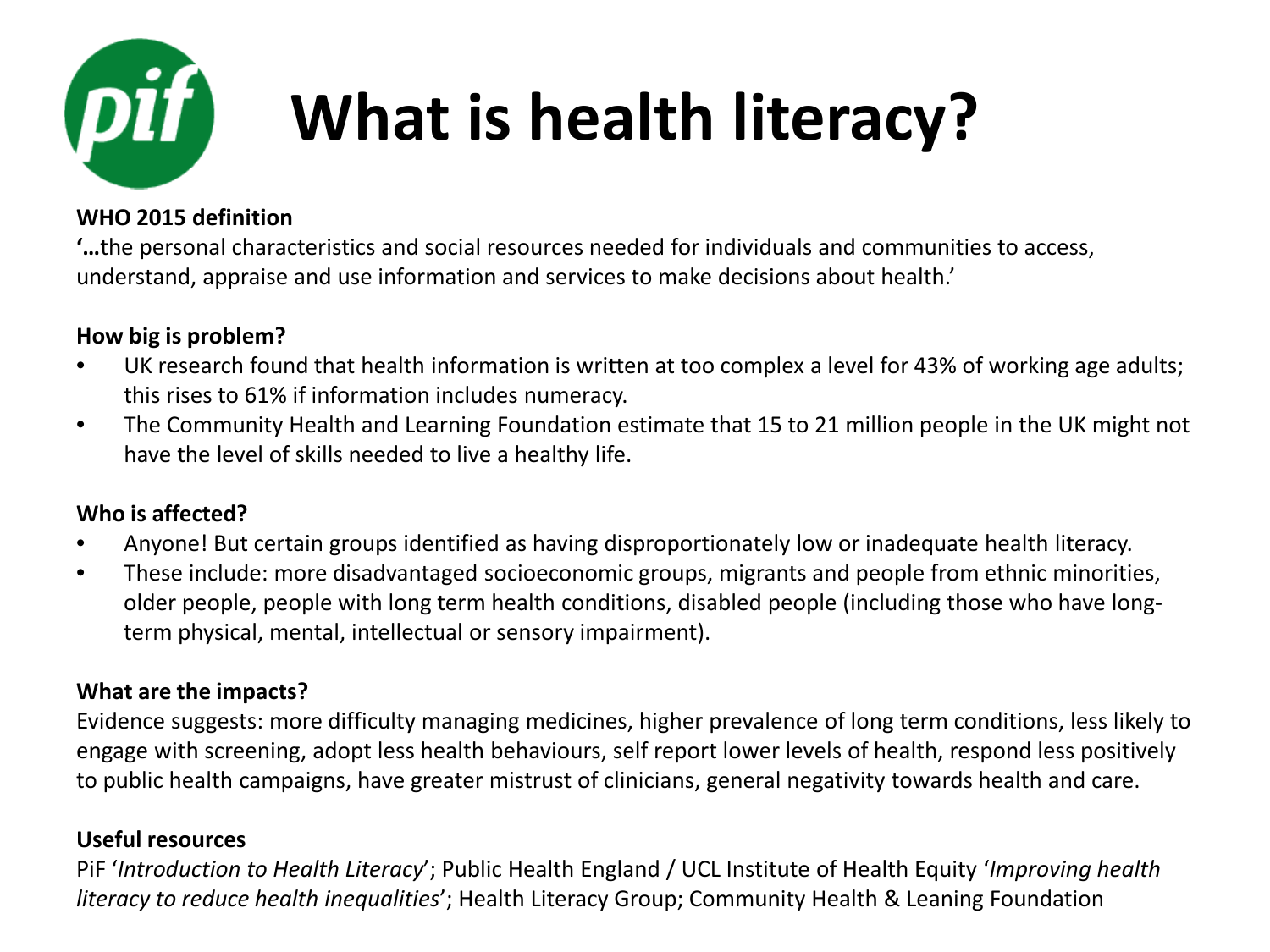# What is health literacy?

**WHO 2015 definition**

**'…**the personal characteristics and social resources needed for individuals and communities to access, understand, appraise and use information and services to make decisions about health.'

**How big is problem?**

- UK research found that health information is written at too complex a level for 43% of working age adults; this rises to 61% if information includes numeracy.
- The Community Health and Learning Foundation estimate that 15 to 21 million people in the UK might not have the level of skills needed to live a healthy life.

**Who is affected?**

- Anyone! But certain groups identified as having disproportionately low or inadequate health literacy.
- These include: more disadvantaged socioeconomic groups, migrants and people from ethnic minorities, older people, people with long term health conditions, disabled people (including those who have long-term physical, mental, intellectual or sensory impairment).

**What are the impacts?**

Evidence suggests: more difficulty managing medicines, higher prevalence of long term conditions, less likely to engage with screening, adopt less health behaviours, self report lower levels of health, respond less positively to public health campaigns, have greater mistrust of clinicians, general negativity towards health and care.

**Useful resources**

PiF '*Introduction to Health Literacy*'; Public Health England / UCL Institute of Health Equity '*Improving health literacy to reduce health inequalities*'; Health Literacy Group; Community Health & Leaning Foundation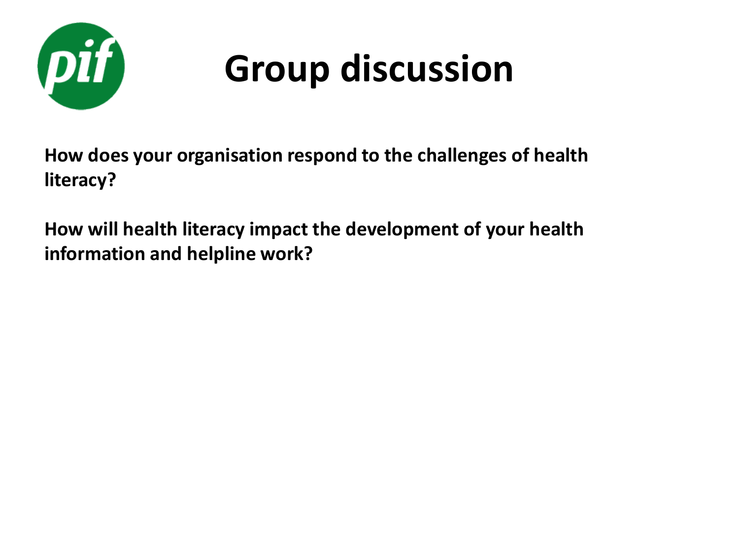# Group discussion

**How does your organisation respond to the challenges of health literacy?**

**How will health literacy impact the development of your health information and helpline work?**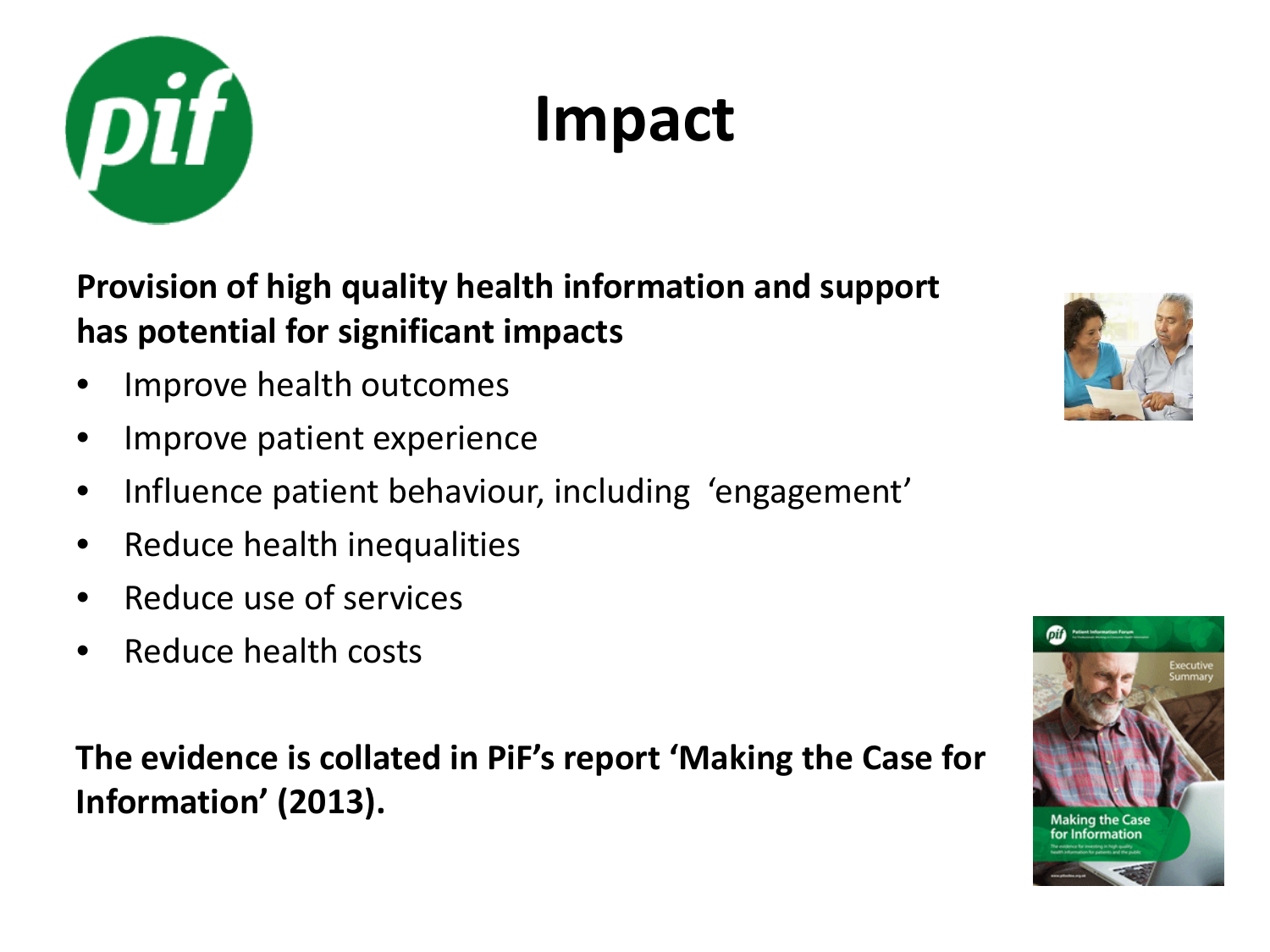# Impact

**Provision of high quality health information and support has potential for significant impacts**

- Improve health outcomes
- Improve patient experience
- Influence patient behaviour, including 'engagement'
- Reduce health inequalities
- Reduce use of services
- Reduce health costs

**The evidence is collated in PiF's report 'Making the Case for Information' (2013).**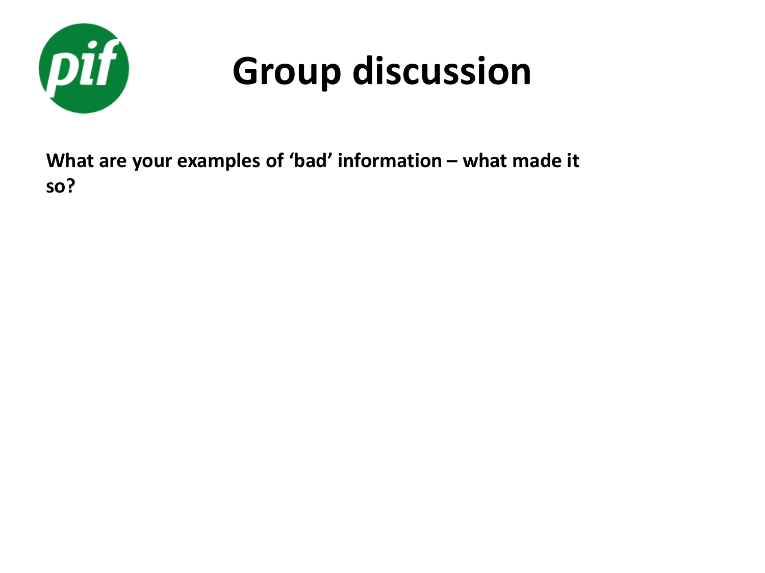# Group discussion

**What are your examples of 'bad' information – what made it so?**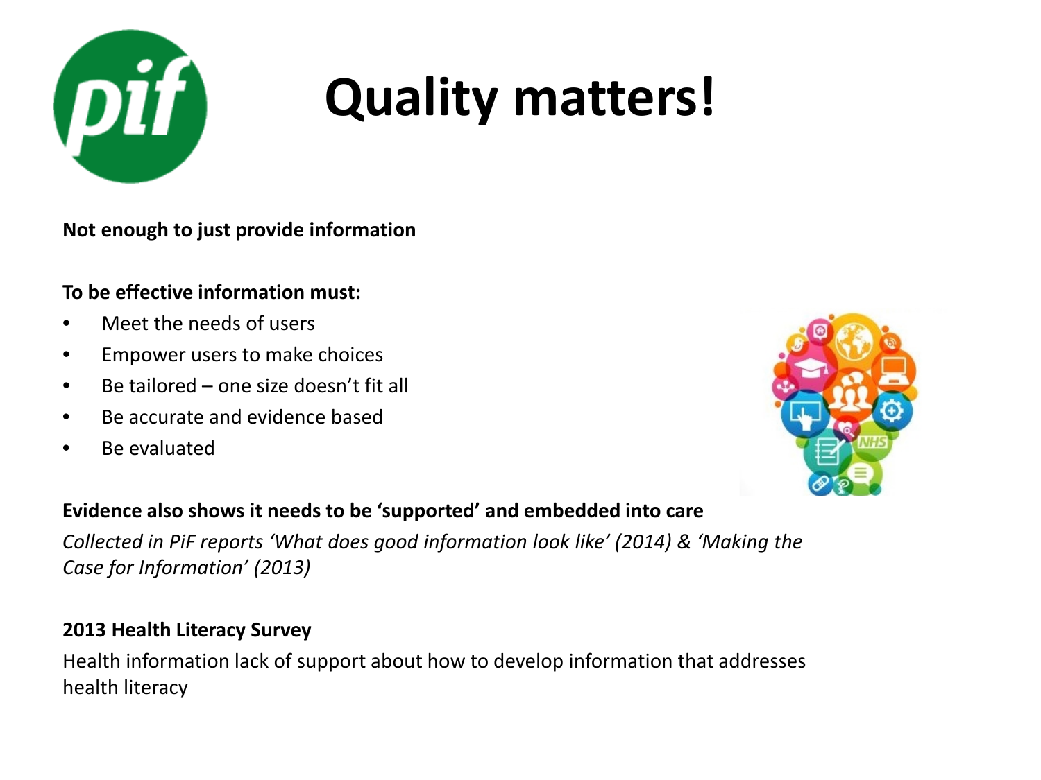# Quality matters!

**Not enough to just provide information**

**To be effective information must:**

- Meet the needs of users
- Empower users to make choices
- Be tailored – one size doesn't fit all
- Be accurate and evidence based
- Be evaluated

**Evidence also shows it needs to be 'supported' and embedded into care**

*Collected in PiF reports 'What does good information look like' (2014) & 'Making the Case for Information' (2013)*

**2013 Health Literacy Survey**

Health information lack of support about how to develop information that addresses health literacy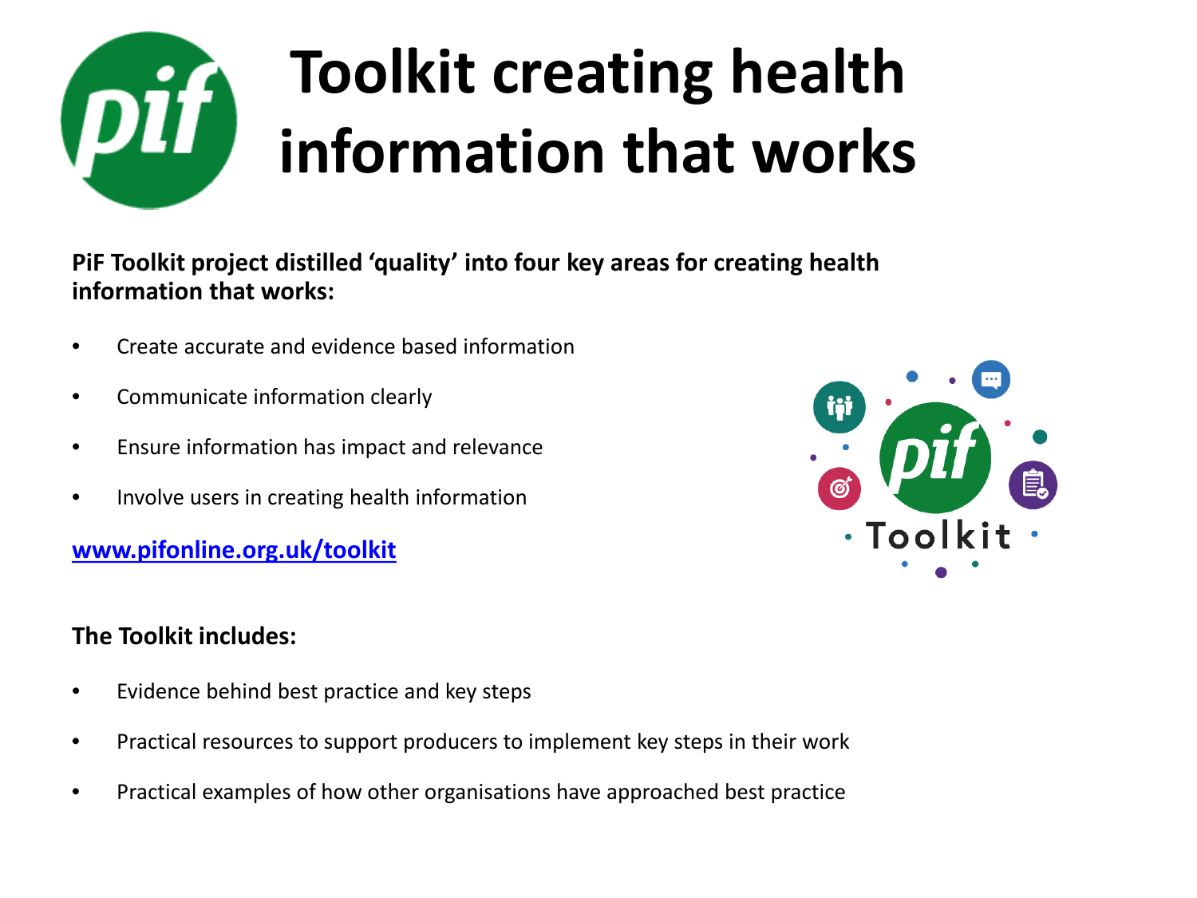# Toolkit creating health information that works

**PiF Toolkit project distilled 'quality' into four key areas for creating health information that works:**

- Create accurate and evidence based information
- Communicate information clearly
- Ensure information has impact and relevance
- Involve users in creating health information

**[www.pifonline.org.uk/toolkit](www.pifonline.org.uk/toolkit)**

**The Toolkit includes:**

- Evidence behind best practice and key steps
- Practical resources to support producers to implement key steps in their work
- Practical examples of how other organisations have approached best practice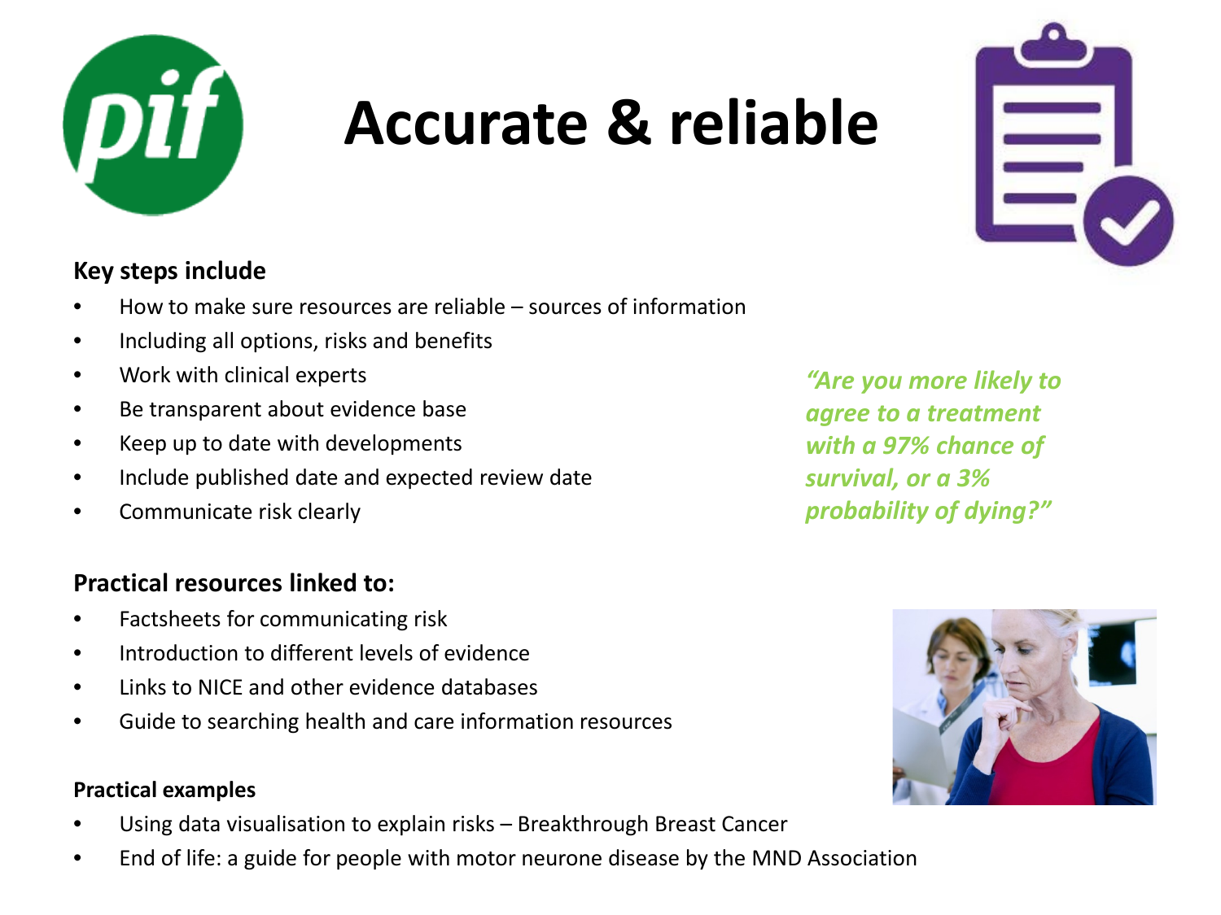# Accurate & reliable

**Key steps include**

- How to make sure resources are reliable – sources of information
- Including all options, risks and benefits
- Work with clinical experts
- Be transparent about evidence base
- Keep up to date with developments
- Include published date and expected review date
- Communicate risk clearly

***"Are you more likely to agree to a treatment with a 97% chance of survival, or a 3% probability of dying?"***

**Practical resources linked to:**

- Factsheets for communicating risk
- Introduction to different levels of evidence
- Links to NICE and other evidence databases
- Guide to searching health and care information resources

**Practical examples**

- Using data visualisation to explain risks – Breakthrough Breast Cancer
- End of life: a guide for people with motor neurone disease by the MND Association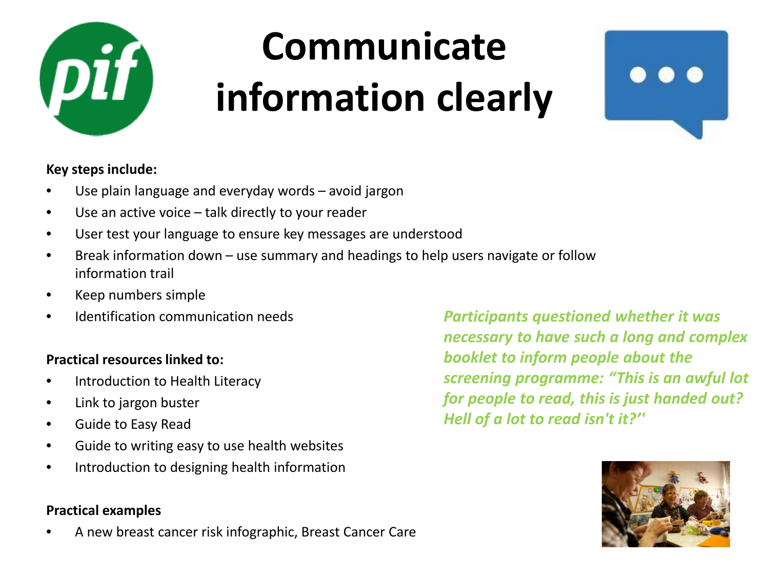# Communicate information clearly

**Key steps include:**

- Use plain language and everyday words – avoid jargon
- Use an active voice – talk directly to your reader
- User test your language to ensure key messages are understood
- Break information down – use summary and headings to help users navigate or follow information trail
- Keep numbers simple
- Identification communication needs

**Practical resources linked to:**

- Introduction to Health Literacy
- Link to jargon buster
- Guide to Easy Read
- Guide to writing easy to use health websites
- Introduction to designing health information

**Practical examples**

- A new breast cancer risk infographic, Breast Cancer Care

***Participants questioned whether it was necessary to have such a long and complex booklet to inform people about the screening programme: "This is an awful lot for people to read, this is just handed out? Hell of a lot to read isn't it?"***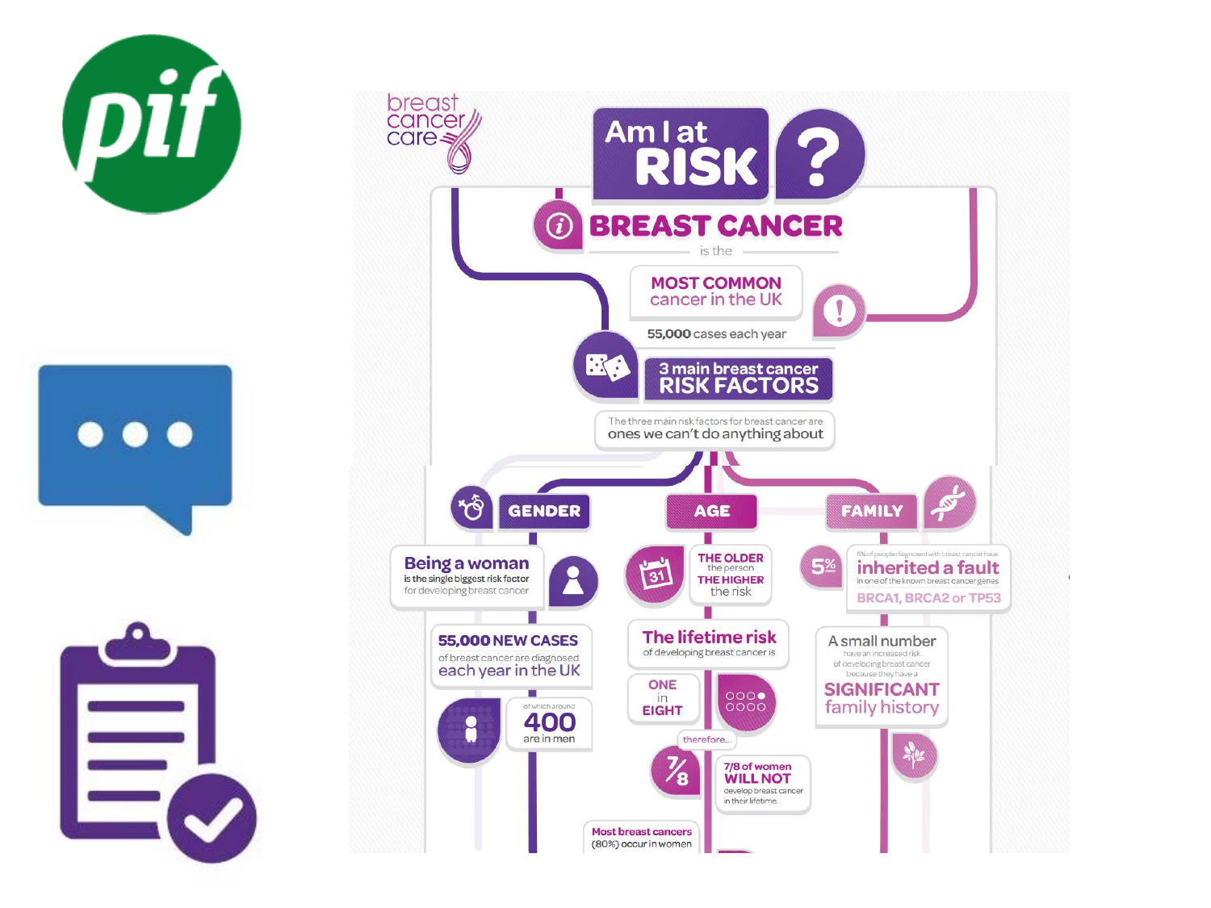pif

breast cancer care

# Am I at RISK?

## BREAST CANCER

is the

**MOST COMMON** cancer in the UK

**55,000** cases each year

## 3 main breast cancer RISK FACTORS

The three main risk factors for breast cancer are ones we can't do anything about

### GENDER

**Being a woman** is the single biggest risk factor for developing breast cancer

**55,000 NEW CASES** of breast cancer are diagnosed each year in the UK

of which around **400** are in men

### AGE

**THE OLDER** the person **THE HIGHER** the risk

**The lifetime risk** of developing breast cancer is

**ONE** in **EIGHT**

therefore...

**7/8 of women WILL NOT** develop breast cancer in their lifetime

**Most breast cancers** (80%) occur in women

### FAMILY

**5%** 5% of people diagnosed with breast cancer have **inherited a fault** in one of the known breast cancer genes **BRCA1, BRCA2 or TP53**

A small number have an increased risk of developing breast cancer because they have a **SIGNIFICANT family history**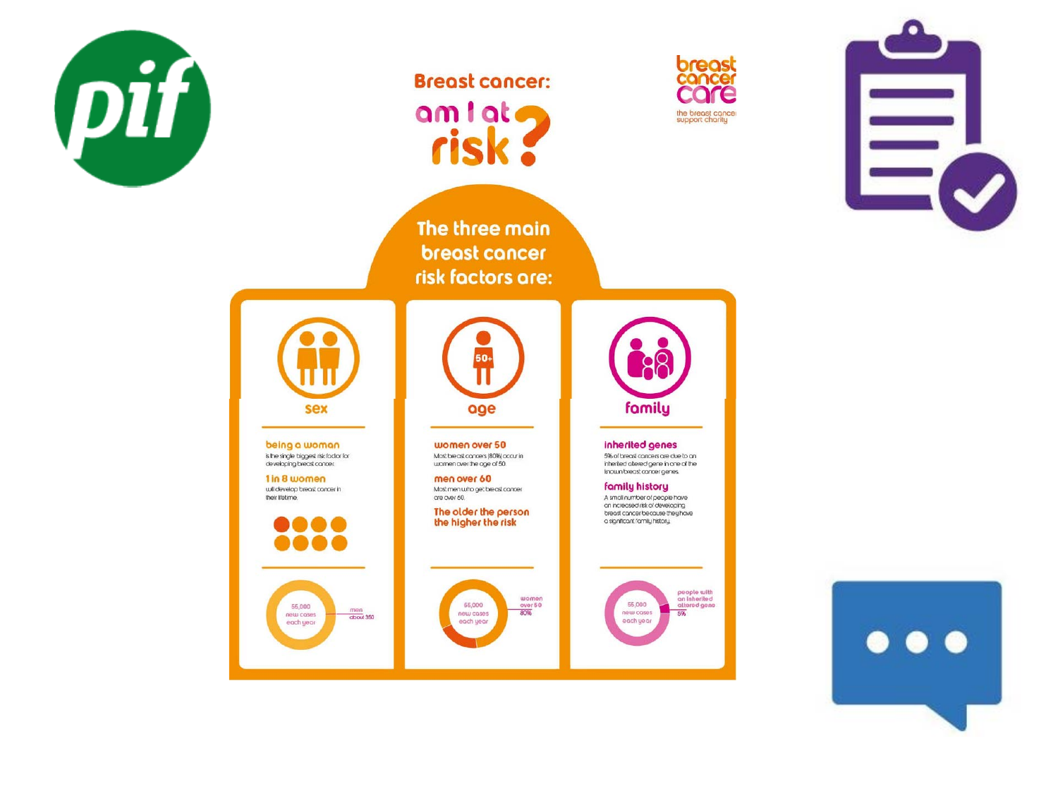# Breast cancer: am I at risk?

breast cancer care
the breast cancer support charity

## The three main breast cancer risk factors are:

### sex

**being a woman**
is the single biggest risk factor for developing breast cancer.

**1 in 8 women**
will develop breast cancer in their lifetime.

55,000 new cases each year
men about 350

### age

**women over 50**
Most breast cancers (80%) occur in women over the age of 50.

**men over 60**
Most men who get breast cancer are over 60.

**The older the person the higher the risk**

55,000 new cases each year
women over 50 80%

### family

**inherited genes**
5% of breast cancers are due to an inherited altered gene in one of the known breast cancer genes.

**family history**
A small number of people have an increased risk of developing breast cancer because they have a significant family history.

55,000 new cases each year
people with an inherited altered gene 5%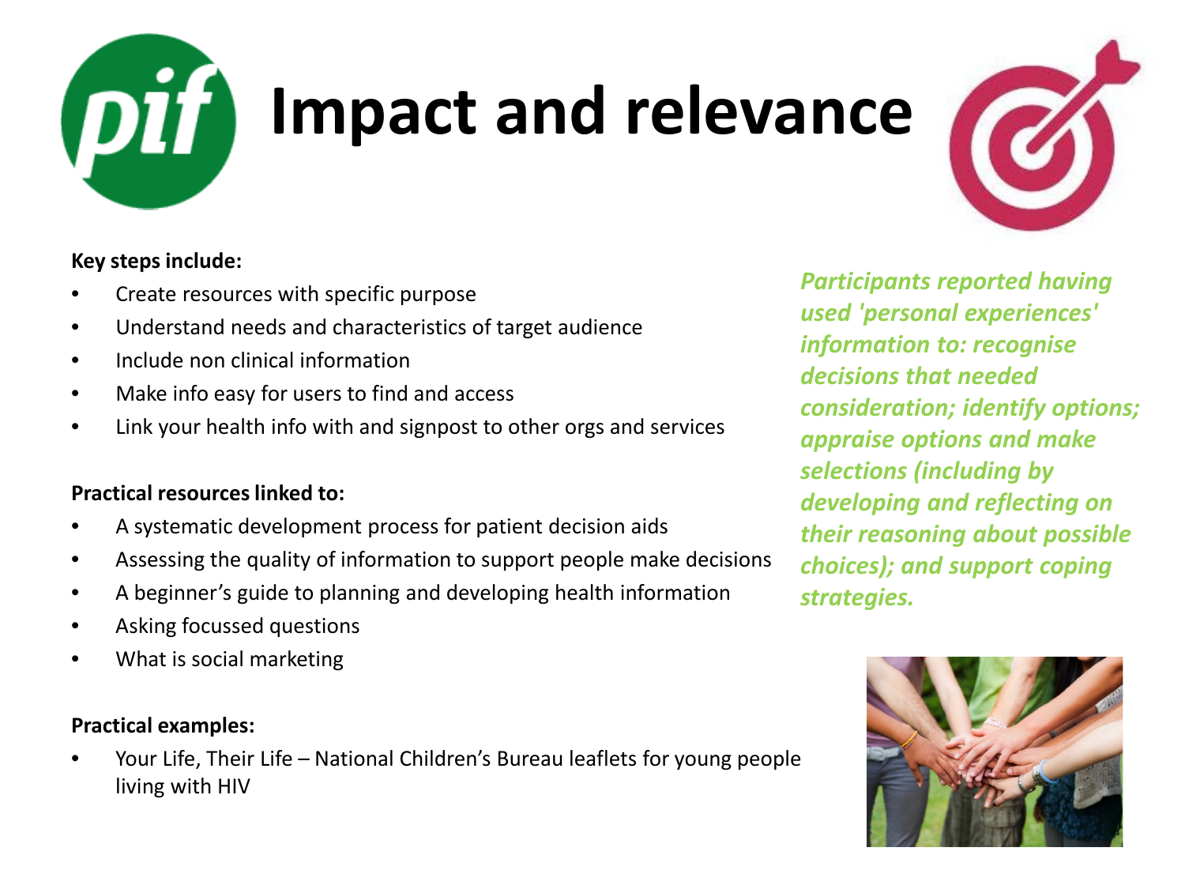# Impact and relevance

**Key steps include:**

- Create resources with specific purpose
- Understand needs and characteristics of target audience
- Include non clinical information
- Make info easy for users to find and access
- Link your health info with and signpost to other orgs and services

**Practical resources linked to:**

- A systematic development process for patient decision aids
- Assessing the quality of information to support people make decisions
- A beginner's guide to planning and developing health information
- Asking focussed questions
- What is social marketing

**Practical examples:**

- Your Life, Their Life – National Children's Bureau leaflets for young people living with HIV

***Participants reported having used 'personal experiences' information to: recognise decisions that needed consideration; identify options; appraise options and make selections (including by developing and reflecting on their reasoning about possible choices); and support coping strategies.***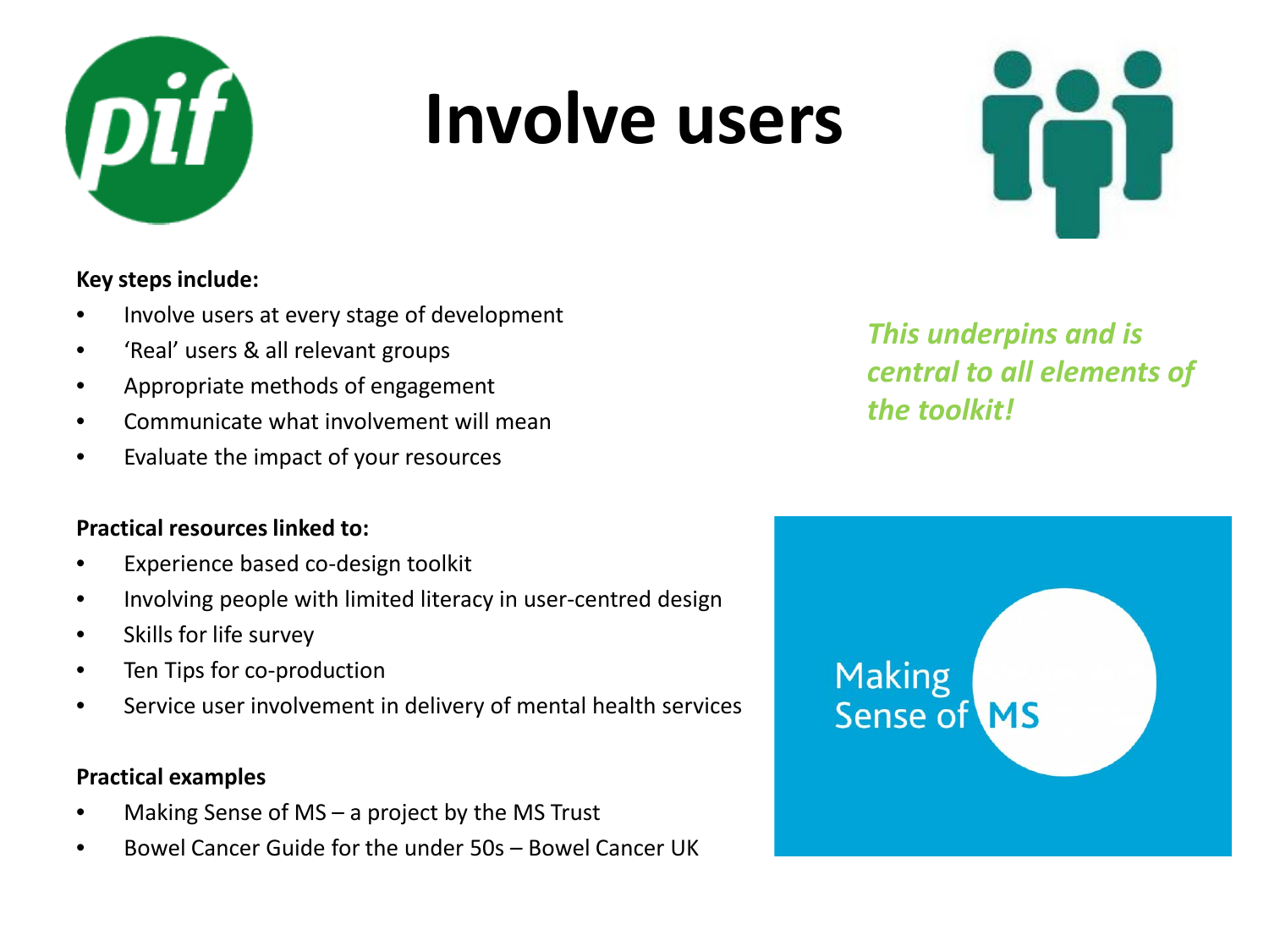# Involve users

**Key steps include:**

- Involve users at every stage of development
- 'Real' users & all relevant groups
- Appropriate methods of engagement
- Communicate what involvement will mean
- Evaluate the impact of your resources

***This underpins and is central to all elements of the toolkit!***

**Practical resources linked to:**

- Experience based co-design toolkit
- Involving people with limited literacy in user-centred design
- Skills for life survey
- Ten Tips for co-production
- Service user involvement in delivery of mental health services

**Practical examples**

- Making Sense of MS – a project by the MS Trust
- Bowel Cancer Guide for the under 50s – Bowel Cancer UK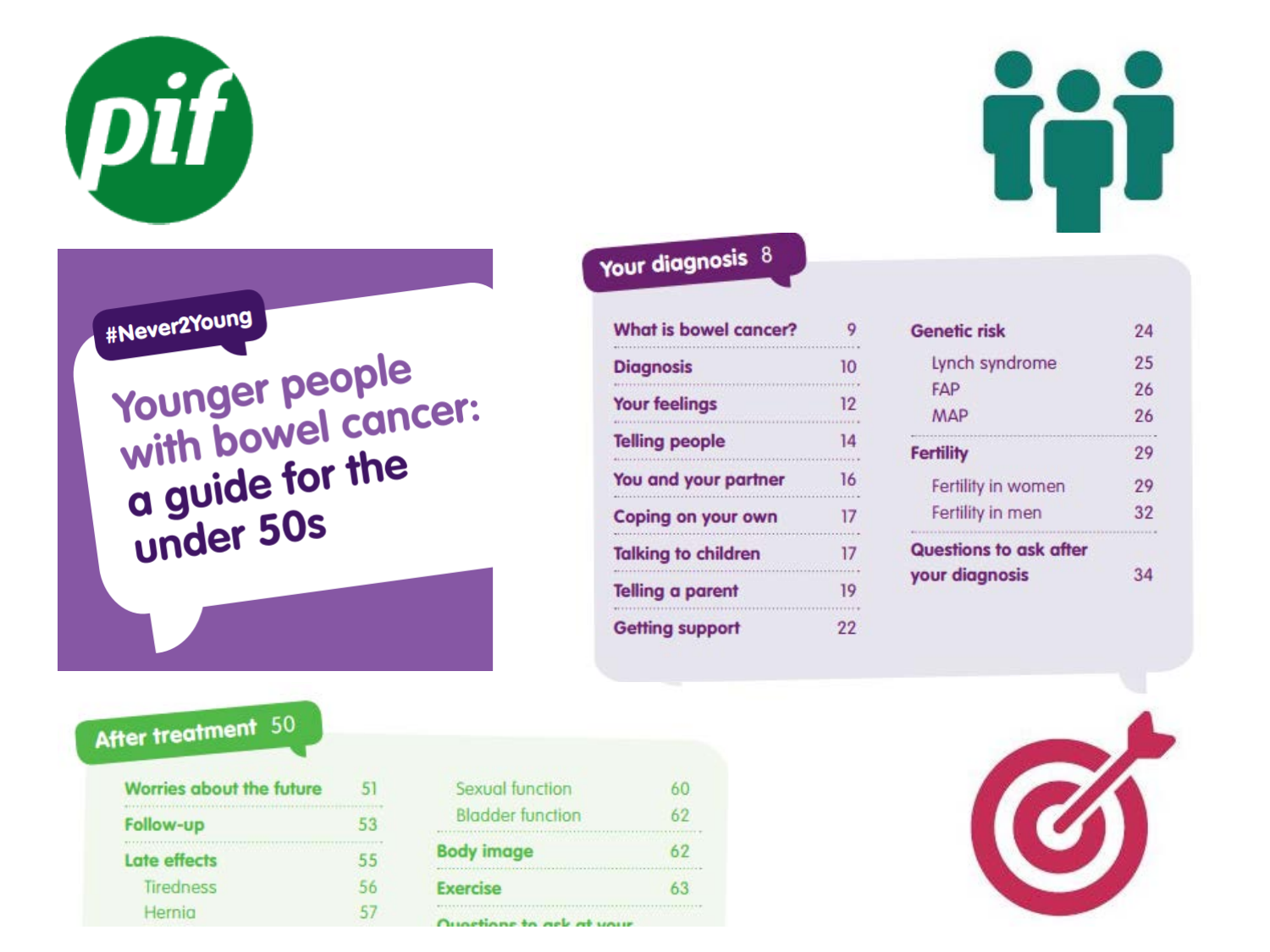pif

#Never2Young

# Younger people with bowel cancer: a guide for the under 50s

## Your diagnosis 8

| | |
|---|---|
| What is bowel cancer? | 9 |
| Diagnosis | 10 |
| Your feelings | 12 |
| Telling people | 14 |
| You and your partner | 16 |
| Coping on your own | 17 |
| Talking to children | 17 |
| Telling a parent | 19 |
| Getting support | 22 |
| Genetic risk | 24 |
| Lynch syndrome | 25 |
| FAP | 26 |
| MAP | 26 |
| Fertility | 29 |
| Fertility in women | 29 |
| Fertility in men | 32 |
| Questions to ask after your diagnosis | 34 |

## After treatment 50

| | |
|---|---|
| Worries about the future | 51 |
| Follow-up | 53 |
| Late effects | 55 |
| Tiredness | 56 |
| Hernia | 57 |
| Sexual function | 60 |
| Bladder function | 62 |
| Body image | 62 |
| Exercise | 63 |
| Questions to ask at your | |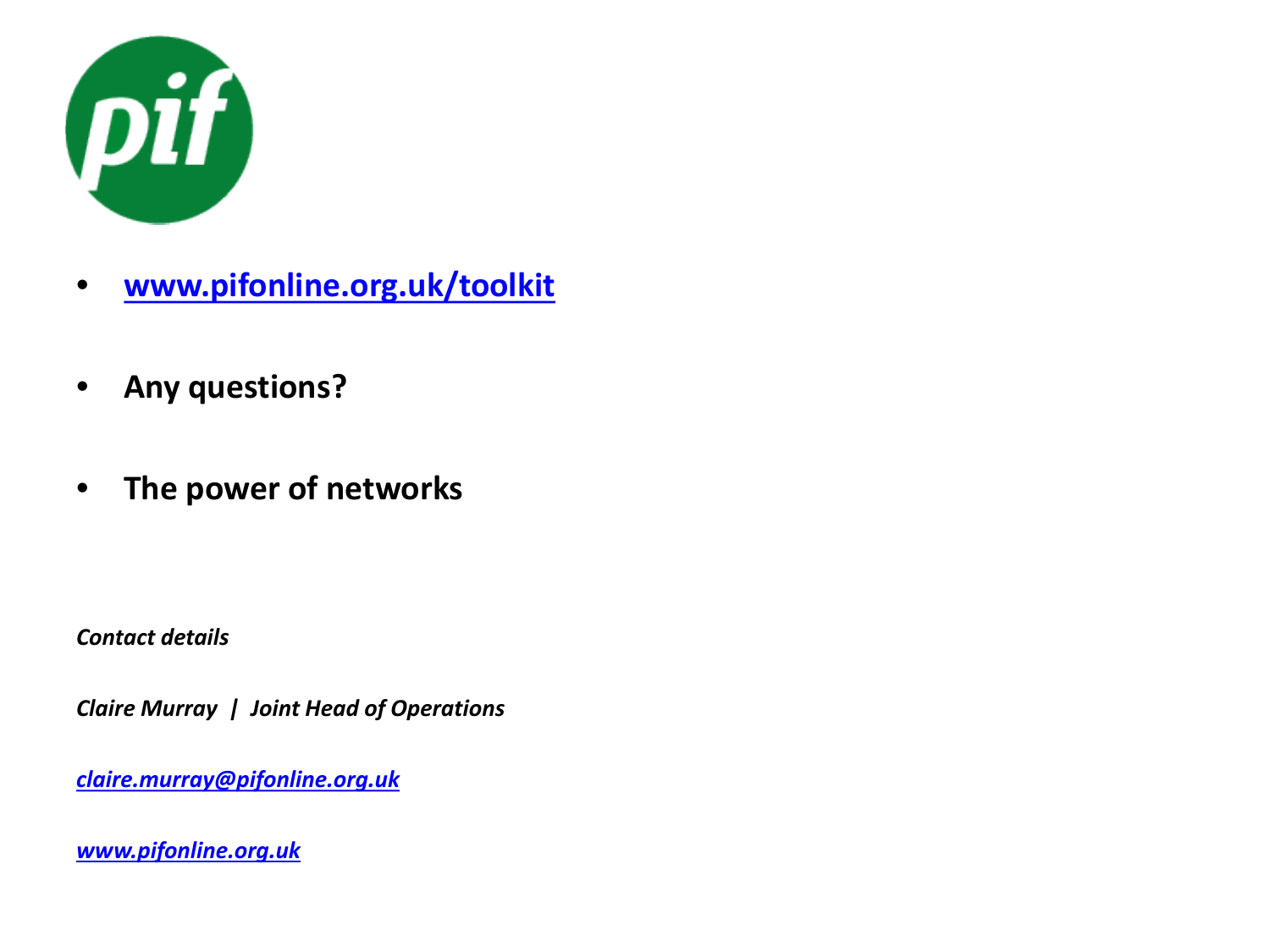- **www.pifonline.org.uk/toolkit**

- **Any questions?**

- **The power of networks**

***Contact details***

***Claire Murray | Joint Head of Operations***

***claire.murray@pifonline.org.uk***

***www.pifonline.org.uk***